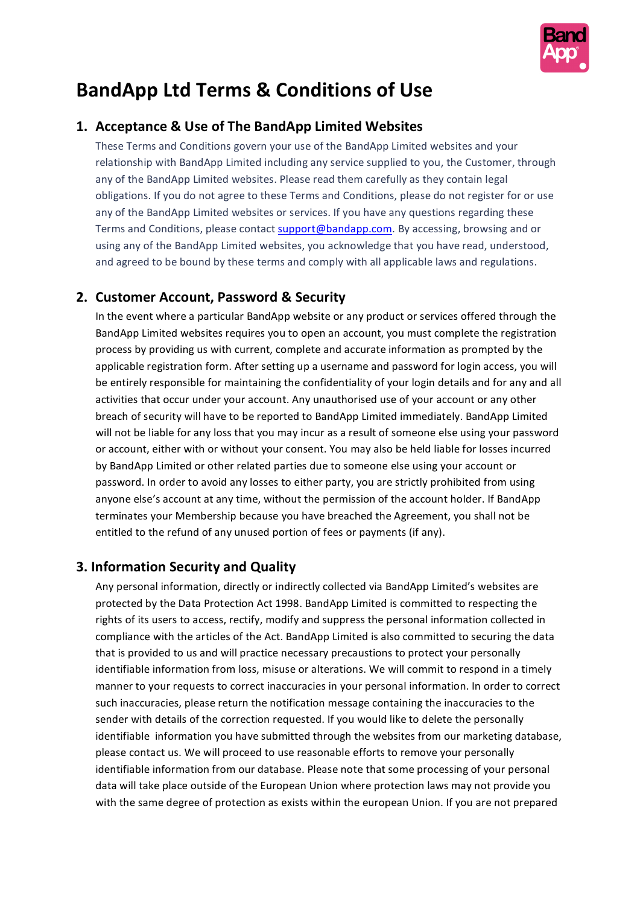# BandApp Ltd Terms & Conditions of Use

## 1. Acceptance & Use of The BandApp Limited Websites

These Terms and Conditions govern your use of the BandApp Limited websites and your relationship with BandApp Limited including any service supplied to you, the Customer, through any of the BandApp Limited websites. Please read them carefully as they contain legal obligations. If you do not agree to these Terms and Conditions, please do not register for or use any of the BandApp Limited websites or services. If you have any questions regarding these Terms and Conditions, please contact support@bandapp.com. By accessing, browsing and or using any of the BandApp Limited websites, you acknowledge that you have read, understood, and agreed to be bound by these terms and comply with all applicable laws and regulations.

## 2. Customer Account, Password & Security

In the event where a particular BandApp website or any product or services offered through the BandApp Limited websites requires you to open an account, you must complete the registration process by providing us with current, complete and accurate information as prompted by the applicable registration form. After setting up a username and password for login access, you will be entirely responsible for maintaining the confidentiality of your login details and for any and all activities that occur under your account. Any unauthorised use of your account or any other breach of security will have to be reported to BandApp Limited immediately. BandApp Limited will not be liable for any loss that you may incur as a result of someone else using your password or account, either with or without your consent. You may also be held liable for losses incurred by BandApp Limited or other related parties due to someone else using your account or password. In order to avoid any losses to either party, you are strictly prohibited from using anyone else's account at any time, without the permission of the account holder. If BandApp terminates your Membership because you have breached the Agreement, you shall not be entitled to the refund of any unused portion of fees or payments (if any).

## 3. Information Security and Quality

Any personal information, directly or indirectly collected via BandApp Limited's websites are protected by the Data Protection Act 1998. BandApp Limited is committed to respecting the rights of its users to access, rectify, modify and suppress the personal information collected in compliance with the articles of the Act. BandApp Limited is also committed to securing the data that is provided to us and will practice necessary precaustions to protect your personally identifiable information from loss, misuse or alterations. We will commit to respond in a timely manner to your requests to correct inaccuracies in your personal information. In order to correct such inaccuracies, please return the notification message containing the inaccuracies to the sender with details of the correction requested. If you would like to delete the personally identifiable information you have submitted through the websites from our marketing database, please contact us. We will proceed to use reasonable efforts to remove your personally identifiable information from our database. Please note that some processing of your personal data will take place outside of the European Union where protection laws may not provide you with the same degree of protection as exists within the european Union. If you are not prepared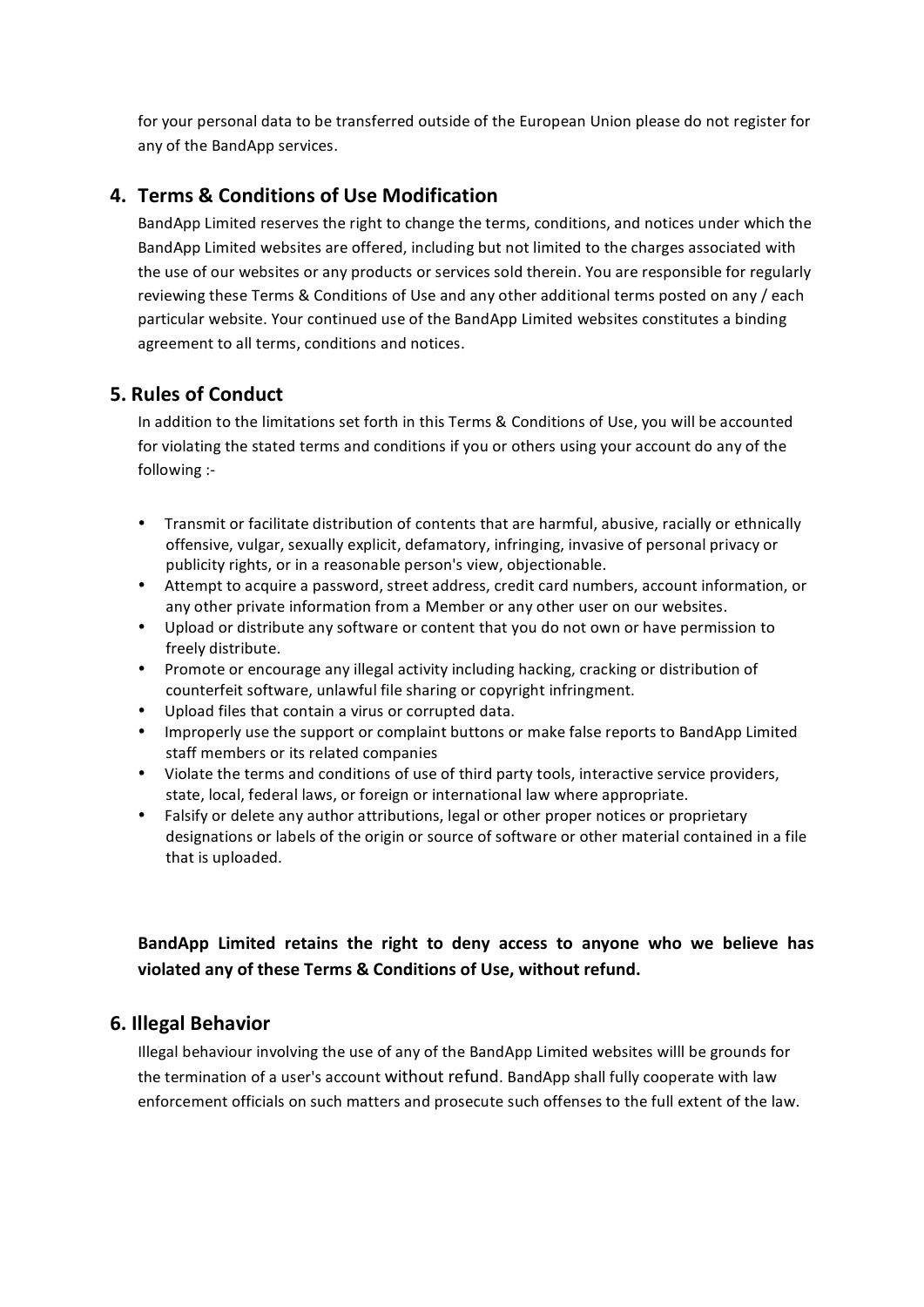for your personal data to be transferred outside of the European Union please do not register for any of the BandApp services.

## 4. Terms & Conditions of Use Modification

BandApp Limited reserves the right to change the terms, conditions, and notices under which the BandApp Limited websites are offered, including but not limited to the charges associated with the use of our websites or any products or services sold therein. You are responsible for regularly reviewing these Terms & Conditions of Use and any other additional terms posted on any / each particular website. Your continued use of the BandApp Limited websites constitutes a binding agreement to all terms, conditions and notices.

## 5. Rules of Conduct

In addition to the limitations set forth in this Terms & Conditions of Use, you will be accounted for violating the stated terms and conditions if you or others using your account do any of the following :-

- Transmit or facilitate distribution of contents that are harmful, abusive, racially or ethnically offensive, vulgar, sexually explicit, defamatory, infringing, invasive of personal privacy or publicity rights, or in a reasonable person's view, objectionable.
- Attempt to acquire a password, street address, credit card numbers, account information, or any other private information from a Member or any other user on our websites.
- Upload or distribute any software or content that you do not own or have permission to freely distribute.
- Promote or encourage any illegal activity including hacking, cracking or distribution of counterfeit software, unlawful file sharing or copyright infringment.
- Upload files that contain a virus or corrupted data.
- Improperly use the support or complaint buttons or make false reports to BandApp Limited staff members or its related companies
- Violate the terms and conditions of use of third party tools, interactive service providers, state, local, federal laws, or foreign or international law where appropriate.
- Falsify or delete any author attributions, legal or other proper notices or proprietary designations or labels of the origin or source of software or other material contained in a file that is uploaded.

**BandApp Limited retains the right to deny access to anyone who we believe has violated any of these Terms & Conditions of Use, without refund.**

## 6. Illegal Behavior

Illegal behaviour involving the use of any of the BandApp Limited websites willl be grounds for the termination of a user's account without refund. BandApp shall fully cooperate with law enforcement officials on such matters and prosecute such offenses to the full extent of the law.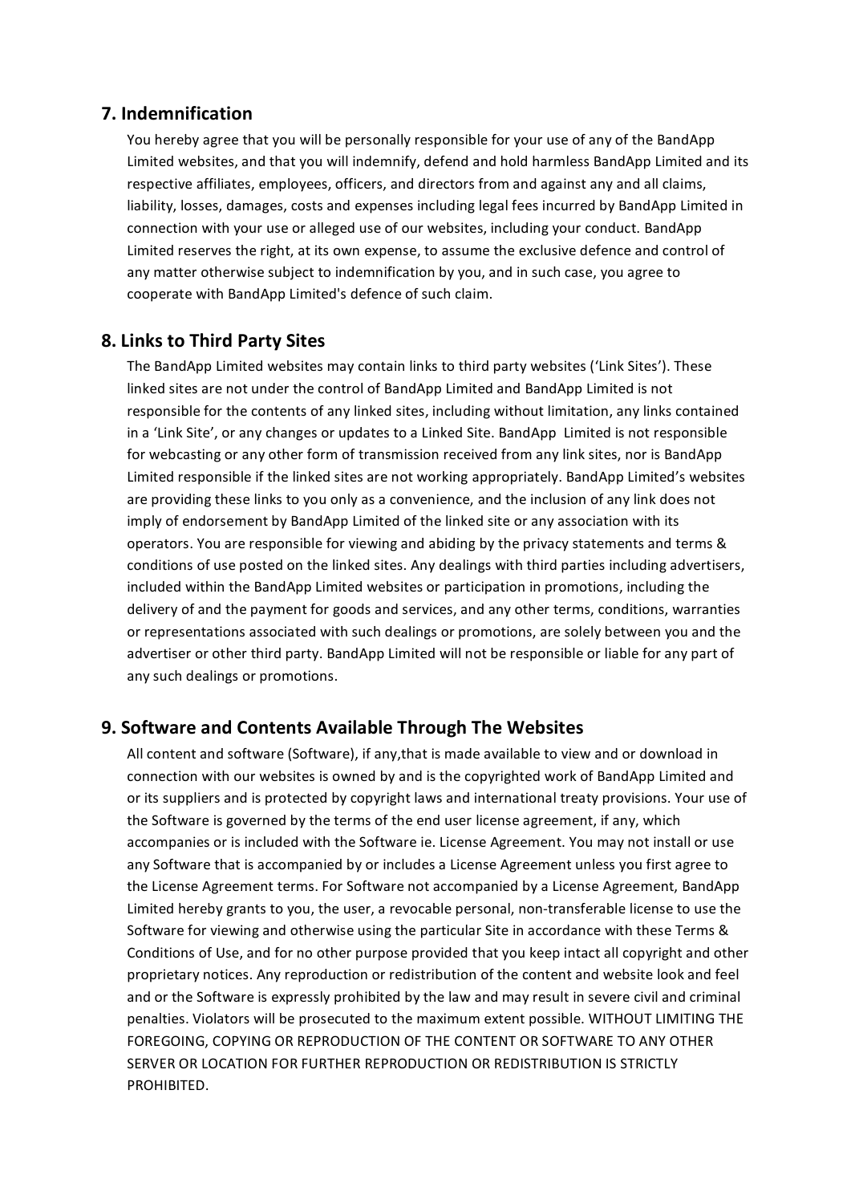## 7. Indemnification

You hereby agree that you will be personally responsible for your use of any of the BandApp Limited websites, and that you will indemnify, defend and hold harmless BandApp Limited and its respective affiliates, employees, officers, and directors from and against any and all claims, liability, losses, damages, costs and expenses including legal fees incurred by BandApp Limited in connection with your use or alleged use of our websites, including your conduct. BandApp Limited reserves the right, at its own expense, to assume the exclusive defence and control of any matter otherwise subject to indemnification by you, and in such case, you agree to cooperate with BandApp Limited's defence of such claim.

## 8. Links to Third Party Sites

The BandApp Limited websites may contain links to third party websites ('Link Sites'). These linked sites are not under the control of BandApp Limited and BandApp Limited is not responsible for the contents of any linked sites, including without limitation, any links contained in a 'Link Site', or any changes or updates to a Linked Site. BandApp Limited is not responsible for webcasting or any other form of transmission received from any link sites, nor is BandApp Limited responsible if the linked sites are not working appropriately. BandApp Limited's websites are providing these links to you only as a convenience, and the inclusion of any link does not imply of endorsement by BandApp Limited of the linked site or any association with its operators. You are responsible for viewing and abiding by the privacy statements and terms & conditions of use posted on the linked sites. Any dealings with third parties including advertisers, included within the BandApp Limited websites or participation in promotions, including the delivery of and the payment for goods and services, and any other terms, conditions, warranties or representations associated with such dealings or promotions, are solely between you and the advertiser or other third party. BandApp Limited will not be responsible or liable for any part of any such dealings or promotions.

## 9. Software and Contents Available Through The Websites

All content and software (Software), if any,that is made available to view and or download in connection with our websites is owned by and is the copyrighted work of BandApp Limited and or its suppliers and is protected by copyright laws and international treaty provisions. Your use of the Software is governed by the terms of the end user license agreement, if any, which accompanies or is included with the Software ie. License Agreement. You may not install or use any Software that is accompanied by or includes a License Agreement unless you first agree to the License Agreement terms. For Software not accompanied by a License Agreement, BandApp Limited hereby grants to you, the user, a revocable personal, non-transferable license to use the Software for viewing and otherwise using the particular Site in accordance with these Terms & Conditions of Use, and for no other purpose provided that you keep intact all copyright and other proprietary notices. Any reproduction or redistribution of the content and website look and feel and or the Software is expressly prohibited by the law and may result in severe civil and criminal penalties. Violators will be prosecuted to the maximum extent possible. WITHOUT LIMITING THE FOREGOING, COPYING OR REPRODUCTION OF THE CONTENT OR SOFTWARE TO ANY OTHER SERVER OR LOCATION FOR FURTHER REPRODUCTION OR REDISTRIBUTION IS STRICTLY PROHIBITED.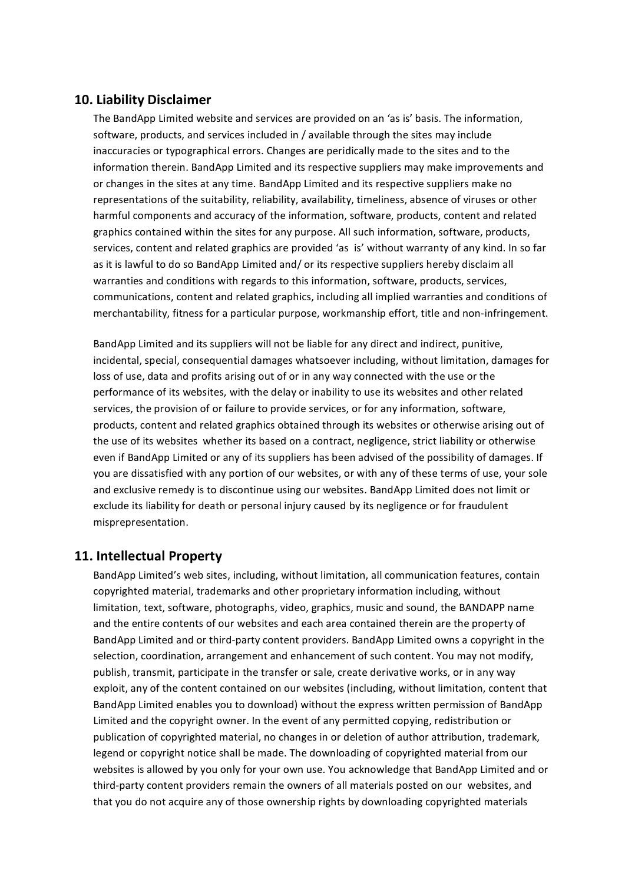## 10. Liability Disclaimer

The BandApp Limited website and services are provided on an 'as is' basis. The information, software, products, and services included in / available through the sites may include inaccuracies or typographical errors. Changes are peridically made to the sites and to the information therein. BandApp Limited and its respective suppliers may make improvements and or changes in the sites at any time. BandApp Limited and its respective suppliers make no representations of the suitability, reliability, availability, timeliness, absence of viruses or other harmful components and accuracy of the information, software, products, content and related graphics contained within the sites for any purpose. All such information, software, products, services, content and related graphics are provided 'as is' without warranty of any kind. In so far as it is lawful to do so BandApp Limited and/ or its respective suppliers hereby disclaim all warranties and conditions with regards to this information, software, products, services, communications, content and related graphics, including all implied warranties and conditions of merchantability, fitness for a particular purpose, workmanship effort, title and non-infringement.

BandApp Limited and its suppliers will not be liable for any direct and indirect, punitive, incidental, special, consequential damages whatsoever including, without limitation, damages for loss of use, data and profits arising out of or in any way connected with the use or the performance of its websites, with the delay or inability to use its websites and other related services, the provision of or failure to provide services, or for any information, software, products, content and related graphics obtained through its websites or otherwise arising out of the use of its websites whether its based on a contract, negligence, strict liability or otherwise even if BandApp Limited or any of its suppliers has been advised of the possibility of damages. If you are dissatisfied with any portion of our websites, or with any of these terms of use, your sole and exclusive remedy is to discontinue using our websites. BandApp Limited does not limit or exclude its liability for death or personal injury caused by its negligence or for fraudulent misprepresentation.

## 11. Intellectual Property

BandApp Limited's web sites, including, without limitation, all communication features, contain copyrighted material, trademarks and other proprietary information including, without limitation, text, software, photographs, video, graphics, music and sound, the BANDAPP name and the entire contents of our websites and each area contained therein are the property of BandApp Limited and or third-party content providers. BandApp Limited owns a copyright in the selection, coordination, arrangement and enhancement of such content. You may not modify, publish, transmit, participate in the transfer or sale, create derivative works, or in any way exploit, any of the content contained on our websites (including, without limitation, content that BandApp Limited enables you to download) without the express written permission of BandApp Limited and the copyright owner. In the event of any permitted copying, redistribution or publication of copyrighted material, no changes in or deletion of author attribution, trademark, legend or copyright notice shall be made. The downloading of copyrighted material from our websites is allowed by you only for your own use. You acknowledge that BandApp Limited and or third-party content providers remain the owners of all materials posted on our websites, and that you do not acquire any of those ownership rights by downloading copyrighted materials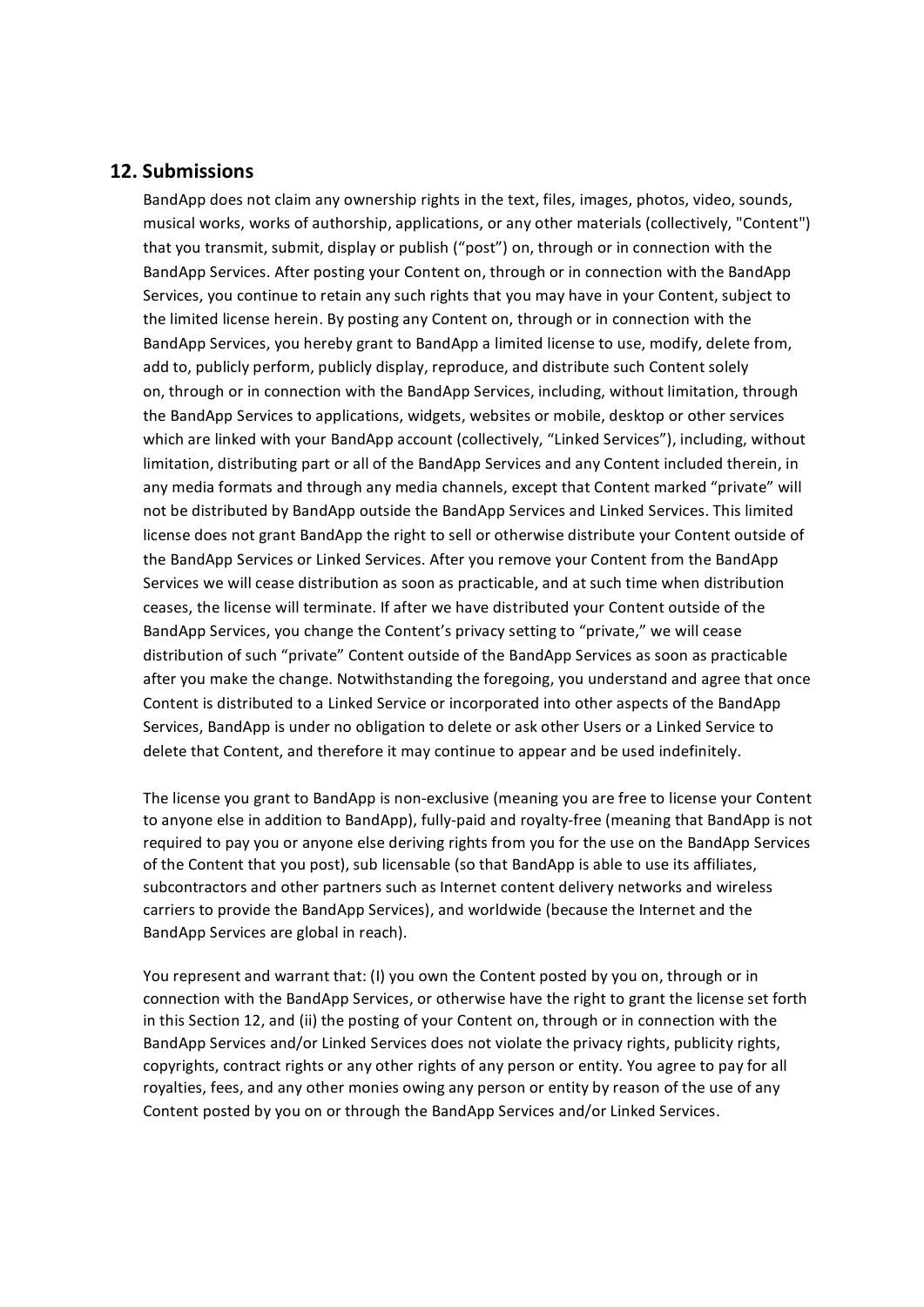## 12. Submissions

BandApp does not claim any ownership rights in the text, files, images, photos, video, sounds, musical works, works of authorship, applications, or any other materials (collectively, "Content") that you transmit, submit, display or publish ("post") on, through or in connection with the BandApp Services. After posting your Content on, through or in connection with the BandApp Services, you continue to retain any such rights that you may have in your Content, subject to the limited license herein. By posting any Content on, through or in connection with the BandApp Services, you hereby grant to BandApp a limited license to use, modify, delete from, add to, publicly perform, publicly display, reproduce, and distribute such Content solely on, through or in connection with the BandApp Services, including, without limitation, through the BandApp Services to applications, widgets, websites or mobile, desktop or other services which are linked with your BandApp account (collectively, "Linked Services"), including, without limitation, distributing part or all of the BandApp Services and any Content included therein, in any media formats and through any media channels, except that Content marked "private" will not be distributed by BandApp outside the BandApp Services and Linked Services. This limited license does not grant BandApp the right to sell or otherwise distribute your Content outside of the BandApp Services or Linked Services. After you remove your Content from the BandApp Services we will cease distribution as soon as practicable, and at such time when distribution ceases, the license will terminate. If after we have distributed your Content outside of the BandApp Services, you change the Content's privacy setting to "private," we will cease distribution of such "private" Content outside of the BandApp Services as soon as practicable after you make the change. Notwithstanding the foregoing, you understand and agree that once Content is distributed to a Linked Service or incorporated into other aspects of the BandApp Services, BandApp is under no obligation to delete or ask other Users or a Linked Service to delete that Content, and therefore it may continue to appear and be used indefinitely.

The license you grant to BandApp is non-exclusive (meaning you are free to license your Content to anyone else in addition to BandApp), fully-paid and royalty-free (meaning that BandApp is not required to pay you or anyone else deriving rights from you for the use on the BandApp Services of the Content that you post), sub licensable (so that BandApp is able to use its affiliates, subcontractors and other partners such as Internet content delivery networks and wireless carriers to provide the BandApp Services), and worldwide (because the Internet and the BandApp Services are global in reach).

You represent and warrant that: (I) you own the Content posted by you on, through or in connection with the BandApp Services, or otherwise have the right to grant the license set forth in this Section 12, and (ii) the posting of your Content on, through or in connection with the BandApp Services and/or Linked Services does not violate the privacy rights, publicity rights, copyrights, contract rights or any other rights of any person or entity. You agree to pay for all royalties, fees, and any other monies owing any person or entity by reason of the use of any Content posted by you on or through the BandApp Services and/or Linked Services.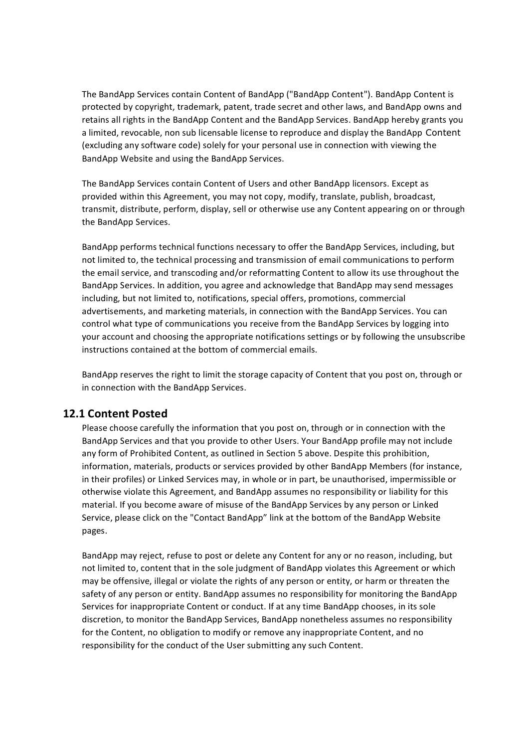The BandApp Services contain Content of BandApp ("BandApp Content"). BandApp Content is protected by copyright, trademark, patent, trade secret and other laws, and BandApp owns and retains all rights in the BandApp Content and the BandApp Services. BandApp hereby grants you a limited, revocable, non sub licensable license to reproduce and display the BandApp Content (excluding any software code) solely for your personal use in connection with viewing the BandApp Website and using the BandApp Services.

The BandApp Services contain Content of Users and other BandApp licensors. Except as provided within this Agreement, you may not copy, modify, translate, publish, broadcast, transmit, distribute, perform, display, sell or otherwise use any Content appearing on or through the BandApp Services.

BandApp performs technical functions necessary to offer the BandApp Services, including, but not limited to, the technical processing and transmission of email communications to perform the email service, and transcoding and/or reformatting Content to allow its use throughout the BandApp Services. In addition, you agree and acknowledge that BandApp may send messages including, but not limited to, notifications, special offers, promotions, commercial advertisements, and marketing materials, in connection with the BandApp Services. You can control what type of communications you receive from the BandApp Services by logging into your account and choosing the appropriate notifications settings or by following the unsubscribe instructions contained at the bottom of commercial emails.

BandApp reserves the right to limit the storage capacity of Content that you post on, through or in connection with the BandApp Services.

## 12.1 Content Posted

Please choose carefully the information that you post on, through or in connection with the BandApp Services and that you provide to other Users. Your BandApp profile may not include any form of Prohibited Content, as outlined in Section 5 above. Despite this prohibition, information, materials, products or services provided by other BandApp Members (for instance, in their profiles) or Linked Services may, in whole or in part, be unauthorised, impermissible or otherwise violate this Agreement, and BandApp assumes no responsibility or liability for this material. If you become aware of misuse of the BandApp Services by any person or Linked Service, please click on the "Contact BandApp" link at the bottom of the BandApp Website pages.

BandApp may reject, refuse to post or delete any Content for any or no reason, including, but not limited to, content that in the sole judgment of BandApp violates this Agreement or which may be offensive, illegal or violate the rights of any person or entity, or harm or threaten the safety of any person or entity. BandApp assumes no responsibility for monitoring the BandApp Services for inappropriate Content or conduct. If at any time BandApp chooses, in its sole discretion, to monitor the BandApp Services, BandApp nonetheless assumes no responsibility for the Content, no obligation to modify or remove any inappropriate Content, and no responsibility for the conduct of the User submitting any such Content.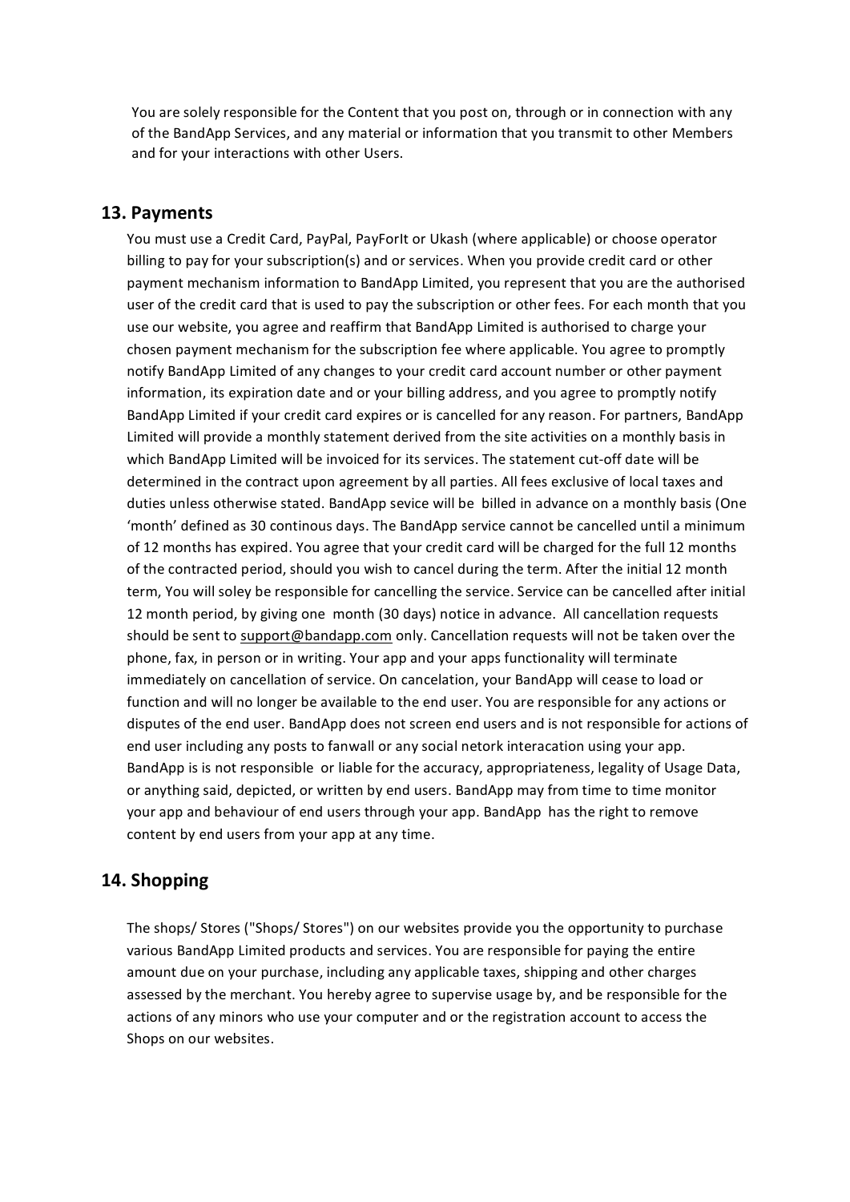You are solely responsible for the Content that you post on, through or in connection with any of the BandApp Services, and any material or information that you transmit to other Members and for your interactions with other Users.

## 13. Payments

You must use a Credit Card, PayPal, PayForIt or Ukash (where applicable) or choose operator billing to pay for your subscription(s) and or services. When you provide credit card or other payment mechanism information to BandApp Limited, you represent that you are the authorised user of the credit card that is used to pay the subscription or other fees. For each month that you use our website, you agree and reaffirm that BandApp Limited is authorised to charge your chosen payment mechanism for the subscription fee where applicable. You agree to promptly notify BandApp Limited of any changes to your credit card account number or other payment information, its expiration date and or your billing address, and you agree to promptly notify BandApp Limited if your credit card expires or is cancelled for any reason. For partners, BandApp Limited will provide a monthly statement derived from the site activities on a monthly basis in which BandApp Limited will be invoiced for its services. The statement cut-off date will be determined in the contract upon agreement by all parties. All fees exclusive of local taxes and duties unless otherwise stated. BandApp sevice will be billed in advance on a monthly basis (One 'month' defined as 30 continous days. The BandApp service cannot be cancelled until a minimum of 12 months has expired. You agree that your credit card will be charged for the full 12 months of the contracted period, should you wish to cancel during the term. After the initial 12 month term, You will soley be responsible for cancelling the service. Service can be cancelled after initial 12 month period, by giving one month (30 days) notice in advance. All cancellation requests should be sent to support@bandapp.com only. Cancellation requests will not be taken over the phone, fax, in person or in writing. Your app and your apps functionality will terminate immediately on cancellation of service. On cancelation, your BandApp will cease to load or function and will no longer be available to the end user. You are responsible for any actions or disputes of the end user. BandApp does not screen end users and is not responsible for actions of end user including any posts to fanwall or any social netork interacation using your app. BandApp is is not responsible or liable for the accuracy, appropriateness, legality of Usage Data, or anything said, depicted, or written by end users. BandApp may from time to time monitor your app and behaviour of end users through your app. BandApp has the right to remove content by end users from your app at any time.

## 14. Shopping

The shops/ Stores ("Shops/ Stores") on our websites provide you the opportunity to purchase various BandApp Limited products and services. You are responsible for paying the entire amount due on your purchase, including any applicable taxes, shipping and other charges assessed by the merchant. You hereby agree to supervise usage by, and be responsible for the actions of any minors who use your computer and or the registration account to access the Shops on our websites.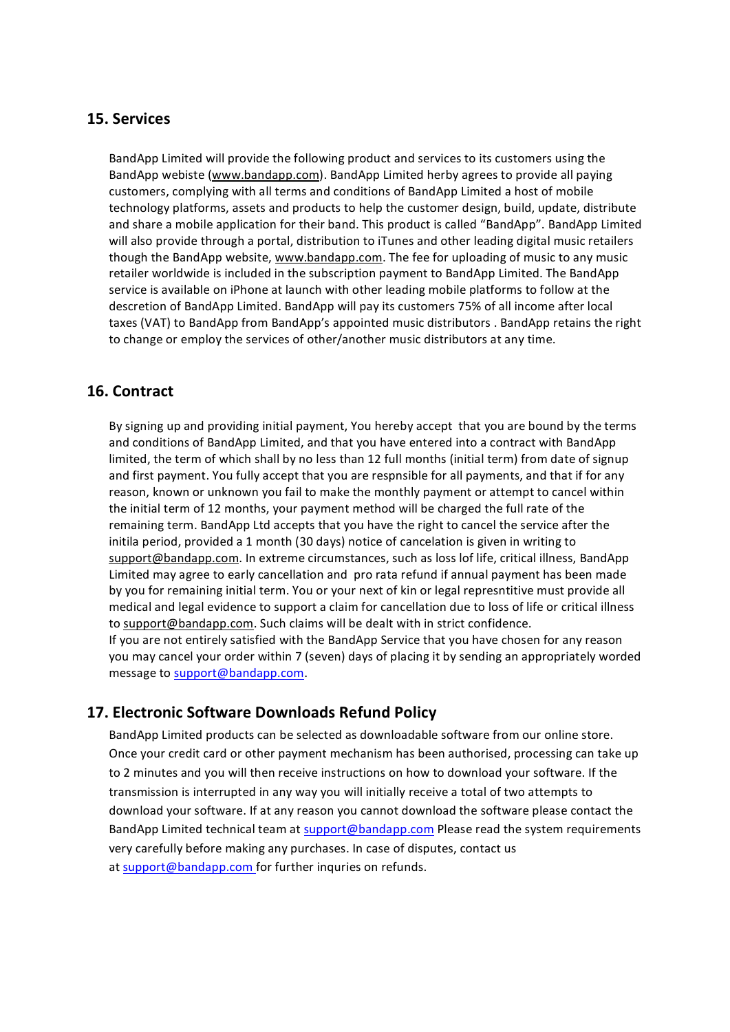## 15. Services

BandApp Limited will provide the following product and services to its customers using the BandApp webiste (www.bandapp.com). BandApp Limited herby agrees to provide all paying customers, complying with all terms and conditions of BandApp Limited a host of mobile technology platforms, assets and products to help the customer design, build, update, distribute and share a mobile application for their band. This product is called "BandApp". BandApp Limited will also provide through a portal, distribution to iTunes and other leading digital music retailers though the BandApp website, www.bandapp.com. The fee for uploading of music to any music retailer worldwide is included in the subscription payment to BandApp Limited. The BandApp service is available on iPhone at launch with other leading mobile platforms to follow at the descretion of BandApp Limited. BandApp will pay its customers 75% of all income after local taxes (VAT) to BandApp from BandApp's appointed music distributors . BandApp retains the right to change or employ the services of other/another music distributors at any time.

## 16. Contract

By signing up and providing initial payment, You hereby accept that you are bound by the terms and conditions of BandApp Limited, and that you have entered into a contract with BandApp limited, the term of which shall by no less than 12 full months (initial term) from date of signup and first payment. You fully accept that you are respnsible for all payments, and that if for any reason, known or unknown you fail to make the monthly payment or attempt to cancel within the initial term of 12 months, your payment method will be charged the full rate of the remaining term. BandApp Ltd accepts that you have the right to cancel the service after the initila period, provided a 1 month (30 days) notice of cancelation is given in writing to support@bandapp.com. In extreme circumstances, such as loss lof life, critical illness, BandApp Limited may agree to early cancellation and pro rata refund if annual payment has been made by you for remaining initial term. You or your next of kin or legal represntitive must provide all medical and legal evidence to support a claim for cancellation due to loss of life or critical illness to support@bandapp.com. Such claims will be dealt with in strict confidence.
If you are not entirely satisfied with the BandApp Service that you have chosen for any reason you may cancel your order within 7 (seven) days of placing it by sending an appropriately worded message to support@bandapp.com.

## 17. Electronic Software Downloads Refund Policy

BandApp Limited products can be selected as downloadable software from our online store. Once your credit card or other payment mechanism has been authorised, processing can take up to 2 minutes and you will then receive instructions on how to download your software. If the transmission is interrupted in any way you will initially receive a total of two attempts to download your software. If at any reason you cannot download the software please contact the BandApp Limited technical team at support@bandapp.com Please read the system requirements very carefully before making any purchases. In case of disputes, contact us at support@bandapp.com for further inquries on refunds.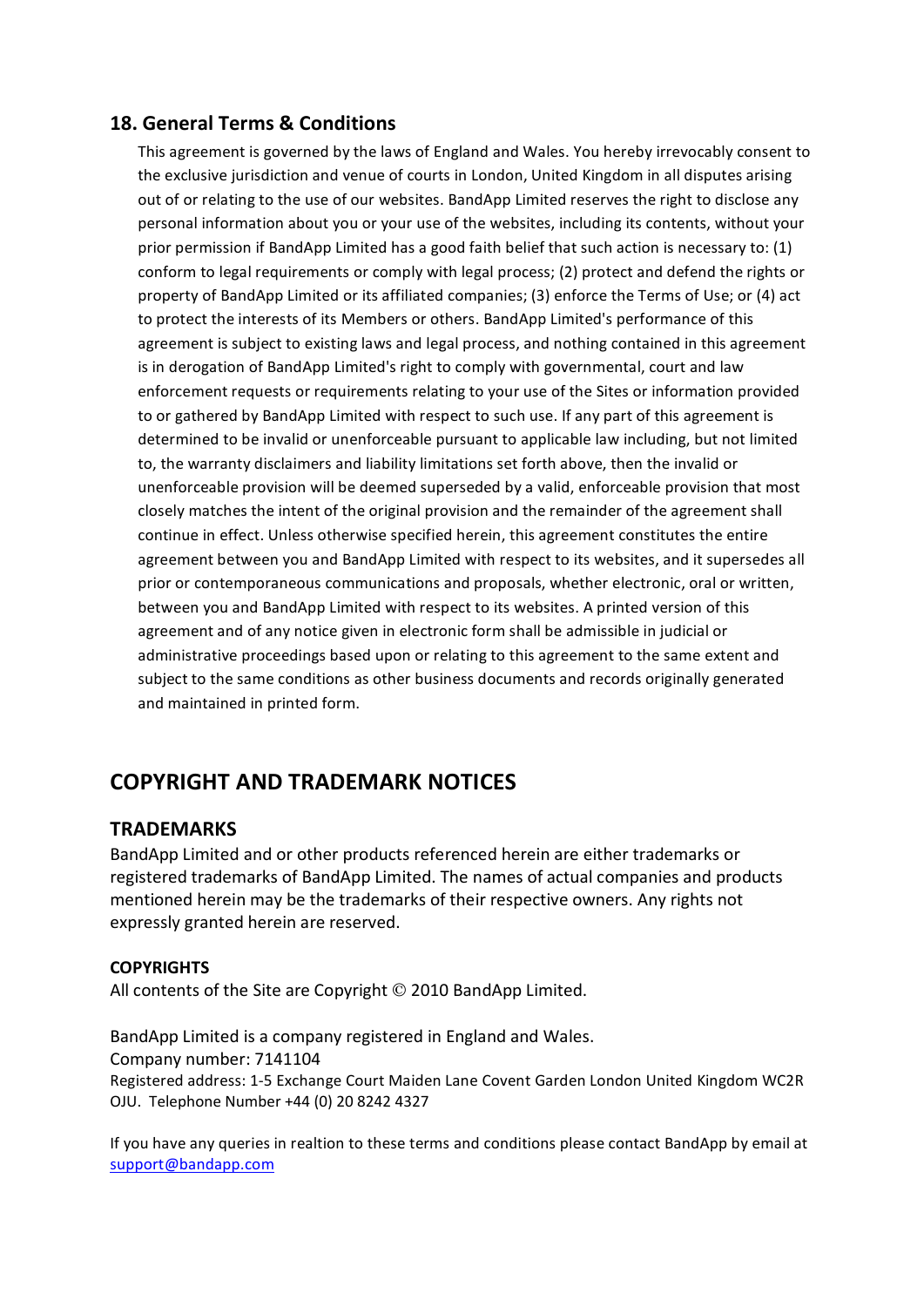### 18. General Terms & Conditions

This agreement is governed by the laws of England and Wales. You hereby irrevocably consent to the exclusive jurisdiction and venue of courts in London, United Kingdom in all disputes arising out of or relating to the use of our websites. BandApp Limited reserves the right to disclose any personal information about you or your use of the websites, including its contents, without your prior permission if BandApp Limited has a good faith belief that such action is necessary to: (1) conform to legal requirements or comply with legal process; (2) protect and defend the rights or property of BandApp Limited or its affiliated companies; (3) enforce the Terms of Use; or (4) act to protect the interests of its Members or others. BandApp Limited's performance of this agreement is subject to existing laws and legal process, and nothing contained in this agreement is in derogation of BandApp Limited's right to comply with governmental, court and law enforcement requests or requirements relating to your use of the Sites or information provided to or gathered by BandApp Limited with respect to such use. If any part of this agreement is determined to be invalid or unenforceable pursuant to applicable law including, but not limited to, the warranty disclaimers and liability limitations set forth above, then the invalid or unenforceable provision will be deemed superseded by a valid, enforceable provision that most closely matches the intent of the original provision and the remainder of the agreement shall continue in effect. Unless otherwise specified herein, this agreement constitutes the entire agreement between you and BandApp Limited with respect to its websites, and it supersedes all prior or contemporaneous communications and proposals, whether electronic, oral or written, between you and BandApp Limited with respect to its websites. A printed version of this agreement and of any notice given in electronic form shall be admissible in judicial or administrative proceedings based upon or relating to this agreement to the same extent and subject to the same conditions as other business documents and records originally generated and maintained in printed form.

## COPYRIGHT AND TRADEMARK NOTICES

### TRADEMARKS

BandApp Limited and or other products referenced herein are either trademarks or registered trademarks of BandApp Limited. The names of actual companies and products mentioned herein may be the trademarks of their respective owners. Any rights not expressly granted herein are reserved.

**COPYRIGHTS**

All contents of the Site are Copyright © 2010 BandApp Limited.

BandApp Limited is a company registered in England and Wales.
Company number: 7141104
Registered address: 1-5 Exchange Court Maiden Lane Covent Garden London United Kingdom WC2R OJU. Telephone Number +44 (0) 20 8242 4327

If you have any queries in realtion to these terms and conditions please contact BandApp by email at support@bandapp.com